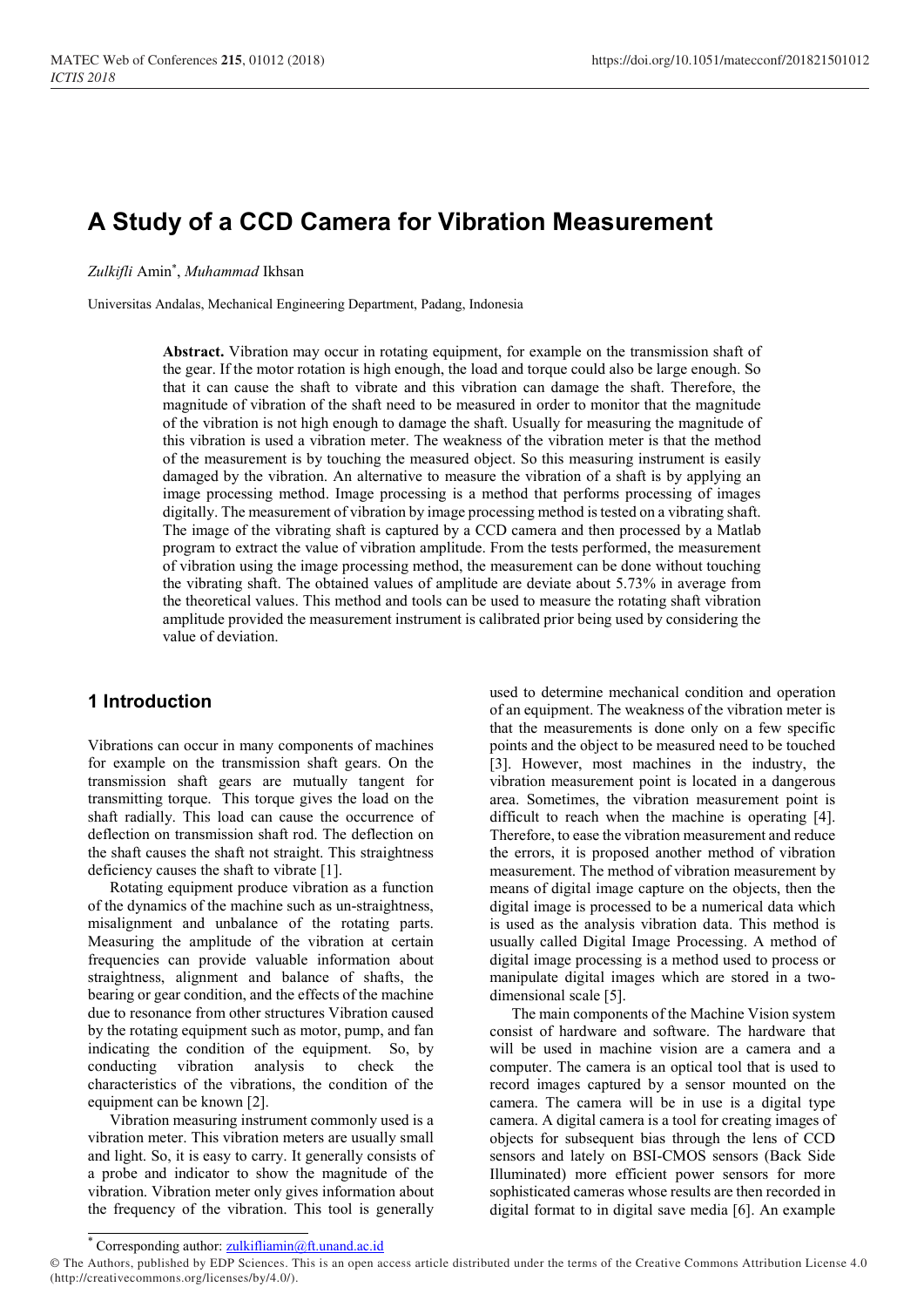# A Study of a CCD Camera for Vibration Measurement

*Zulkifli* Amin*, *Muhammad* Ikhsan

Universitas Andalas, Mechanical Engineering Department, Padang, Indonesia

**Abstract.** Vibration may occur in rotating equipment, for example on the transmission shaft of the gear. If the motor rotation is high enough, the load and torque could also be large enough. So that it can cause the shaft to vibrate and this vibration can damage the shaft. Therefore, the magnitude of vibration of the shaft need to be measured in order to monitor that the magnitude of the vibration is not high enough to damage the shaft. Usually for measuring the magnitude of this vibration is used a vibration meter. The weakness of the vibration meter is that the method of the measurement is by touching the measured object. So this measuring instrument is easily damaged by the vibration. An alternative to measure the vibration of a shaft is by applying an image processing method. Image processing is a method that performs processing of images digitally. The measurement of vibration by image processing method is tested on a vibrating shaft. The image of the vibrating shaft is captured by a CCD camera and then processed by a Matlab program to extract the value of vibration amplitude. From the tests performed, the measurement of vibration using the image processing method, the measurement can be done without touching the vibrating shaft. The obtained values of amplitude are deviate about 5.73% in average from the theoretical values. This method and tools can be used to measure the rotating shaft vibration amplitude provided the measurement instrument is calibrated prior being used by considering the value of deviation.

## 1 Introduction

Vibrations can occur in many components of machines for example on the transmission shaft gears. On the transmission shaft gears are mutually tangent for transmitting torque. This torque gives the load on the shaft radially. This load can cause the occurrence of deflection on transmission shaft rod. The deflection on the shaft causes the shaft not straight. This straightness deficiency causes the shaft to vibrate [1].

Rotating equipment produce vibration as a function of the dynamics of the machine such as un-straightness, misalignment and unbalance of the rotating parts. Measuring the amplitude of the vibration at certain frequencies can provide valuable information about straightness, alignment and balance of shafts, the bearing or gear condition, and the effects of the machine due to resonance from other structures Vibration caused by the rotating equipment such as motor, pump, and fan indicating the condition of the equipment. So, by conducting vibration analysis to check the characteristics of the vibrations, the condition of the equipment can be known [2].

Vibration measuring instrument commonly used is a vibration meter. This vibration meters are usually small and light. So, it is easy to carry. It generally consists of a probe and indicator to show the magnitude of the vibration. Vibration meter only gives information about the frequency of the vibration. This tool is generally used to determine mechanical condition and operation of an equipment. The weakness of the vibration meter is that the measurements is done only on a few specific points and the object to be measured need to be touched [3]. However, most machines in the industry, the vibration measurement point is located in a dangerous area. Sometimes, the vibration measurement point is difficult to reach when the machine is operating [4]. Therefore, to ease the vibration measurement and reduce the errors, it is proposed another method of vibration measurement. The method of vibration measurement by means of digital image capture on the objects, then the digital image is processed to be a numerical data which is used as the analysis vibration data. This method is usually called Digital Image Processing. A method of digital image processing is a method used to process or manipulate digital images which are stored in a two-dimensional scale [5].

The main components of the Machine Vision system consist of hardware and software. The hardware that will be used in machine vision are a camera and a computer. The camera is an optical tool that is used to record images captured by a sensor mounted on the camera. The camera will be in use is a digital type camera. A digital camera is a tool for creating images of objects for subsequent bias through the lens of CCD sensors and lately on BSI-CMOS sensors (Back Side Illuminated) more efficient power sensors for more sophisticated cameras whose results are then recorded in digital format to in digital save media [6]. An example

* Corresponding author: zulkifliamin@ft.unand.ac.id

© The Authors, published by EDP Sciences. This is an open access article distributed under the terms of the Creative Commons Attribution License 4.0 (http://creativecommons.org/licenses/by/4.0/).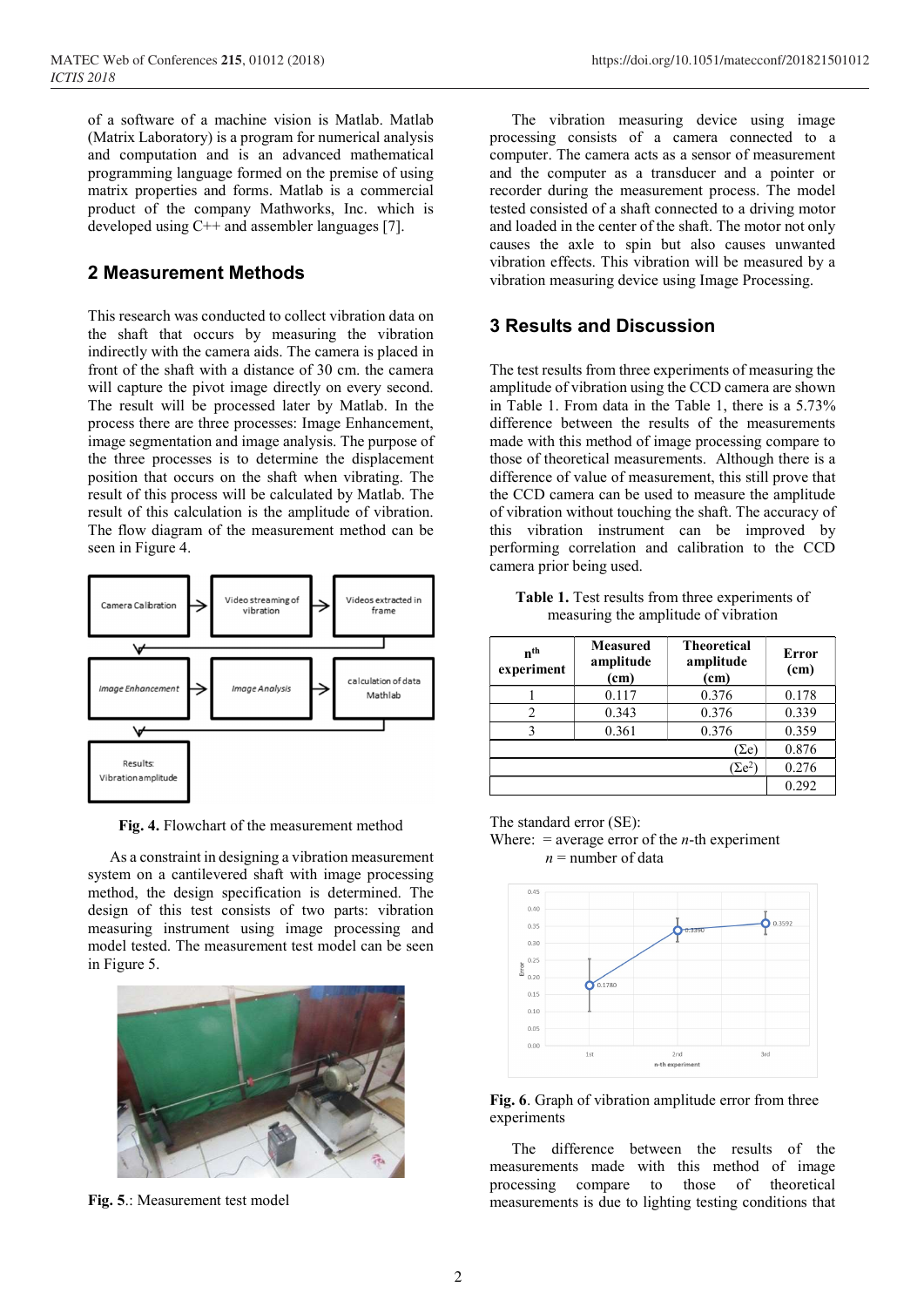of a software of a machine vision is Matlab. Matlab (Matrix Laboratory) is a program for numerical analysis and computation and is an advanced mathematical programming language formed on the premise of using matrix properties and forms. Matlab is a commercial product of the company Mathworks, Inc. which is developed using C++ and assembler languages [7].

## 2 Measurement Methods

This research was conducted to collect vibration data on the shaft that occurs by measuring the vibration indirectly with the camera aids. The camera is placed in front of the shaft with a distance of 30 cm. the camera will capture the pivot image directly on every second. The result will be processed later by Matlab. In the process there are three processes: Image Enhancement, image segmentation and image analysis. The purpose of the three processes is to determine the displacement position that occurs on the shaft when vibrating. The result of this process will be calculated by Matlab. The result of this calculation is the amplitude of vibration. The flow diagram of the measurement method can be seen in Figure 4.

**Fig. 4.** Flowchart of the measurement method

As a constraint in designing a vibration measurement system on a cantilevered shaft with image processing method, the design specification is determined. The design of this test consists of two parts: vibration measuring instrument using image processing and model tested. The measurement test model can be seen in Figure 5.

**Fig. 5.**: Measurement test model

The vibration measuring device using image processing consists of a camera connected to a computer. The camera acts as a sensor of measurement and the computer as a transducer and a pointer or recorder during the measurement process. The model tested consisted of a shaft connected to a driving motor and loaded in the center of the shaft. The motor not only causes the axle to spin but also causes unwanted vibration effects. This vibration will be measured by a vibration measuring device using Image Processing.

## 3 Results and Discussion

The test results from three experiments of measuring the amplitude of vibration using the CCD camera are shown in Table 1. From data in the Table 1, there is a 5.73% difference between the results of the measurements made with this method of image processing compare to those of theoretical measurements. Although there is a difference of value of measurement, this still prove that the CCD camera can be used to measure the amplitude of vibration without touching the shaft. The accuracy of this vibration instrument can be improved by performing correlation and calibration to the CCD camera prior being used.

**Table 1.** Test results from three experiments of measuring the amplitude of vibration

| $n^{th}$ experiment | Measured amplitude (cm) | Theoretical amplitude (cm) | Error (cm) |
|---|---|---|---|
| 1 | 0.117 | 0.376 | 0.178 |
| 2 | 0.343 | 0.376 | 0.339 |
| 3 | 0.361 | 0.376 | 0.359 |
| | | $(\Sigma e)$ | 0.876 |
| | | $(\Sigma e^2)$ | 0.276 |
| | | | 0.292 |

The standard error (SE):

Where: = average error of the *n*-th experiment

*n* = number of data

**Fig. 6**. Graph of vibration amplitude error from three experiments

The difference between the results of the measurements made with this method of image processing compare to those of theoretical measurements is due to lighting testing conditions that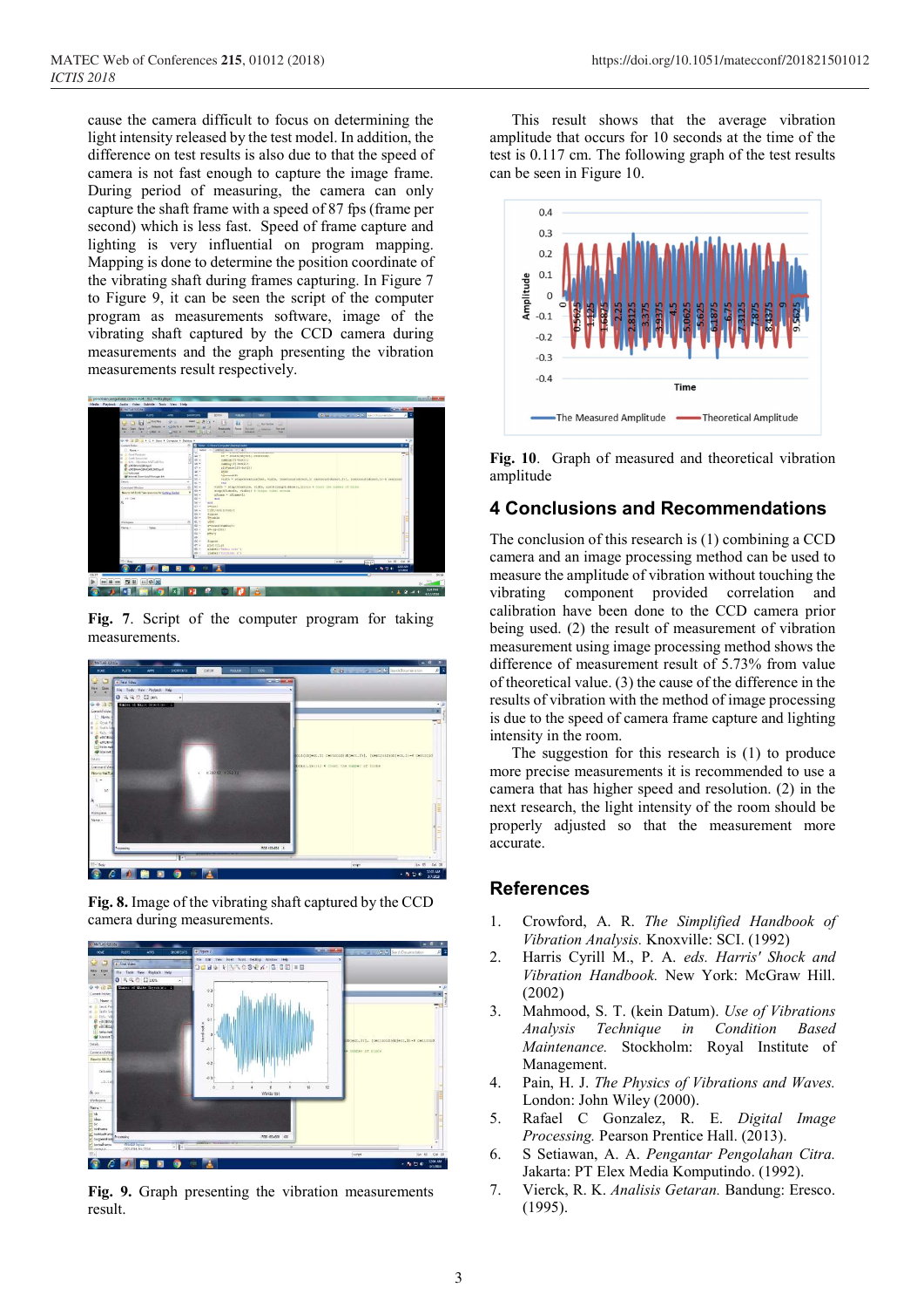cause the camera difficult to focus on determining the light intensity released by the test model. In addition, the difference on test results is also due to that the speed of camera is not fast enough to capture the image frame. During period of measuring, the camera can only capture the shaft frame with a speed of 87 fps (frame per second) which is less fast. Speed of frame capture and lighting is very influential on program mapping. Mapping is done to determine the position coordinate of the vibrating shaft during frames capturing. In Figure 7 to Figure 9, it can be seen the script of the computer program as measurements software, image of the vibrating shaft captured by the CCD camera during measurements and the graph presenting the vibration measurements result respectively.

**Fig. 7**. Script of the computer program for taking measurements.

**Fig. 8.** Image of the vibrating shaft captured by the CCD camera during measurements.

**Fig. 9.** Graph presenting the vibration measurements result.

This result shows that the average vibration amplitude that occurs for 10 seconds at the time of the test is 0.117 cm. The following graph of the test results can be seen in Figure 10.

Amplitude
0.4
0.3
0.2
0.1
0
-0.1
-0.2
-0.3
-0.4
0.5625 1.125 1.6875 2.25 2.8125 3.375 3.9375 4.5 5.0625 5.625 6.1875 6.75 7.3125 7.875 8.4375 9 9.5625
Time
The Measured Amplitude
Theoretical Amplitude

**Fig. 10**. Graph of measured and theoretical vibration amplitude

## 4 Conclusions and Recommendations

The conclusion of this research is (1) combining a CCD camera and an image processing method can be used to measure the amplitude of vibration without touching the vibrating component provided correlation and calibration have been done to the CCD camera prior being used. (2) the result of measurement of vibration measurement using image processing method shows the difference of measurement result of 5.73% from value of theoretical value. (3) the cause of the difference in the results of vibration with the method of image processing is due to the speed of camera frame capture and lighting intensity in the room.

The suggestion for this research is (1) to produce more precise measurements it is recommended to use a camera that has higher speed and resolution. (2) in the next research, the light intensity of the room should be properly adjusted so that the measurement more accurate.

## References

1. Crowford, A. R. *The Simplified Handbook of Vibration Analysis.* Knoxville: SCI. (1992)
2. Harris Cyrill M., P. A. *eds. Harris' Shock and Vibration Handbook.* New York: McGraw Hill. (2002)
3. Mahmood, S. T. (kein Datum). *Use of Vibrations Analysis Technique in Condition Based Maintenance.* Stockholm: Royal Institute of Management.
4. Pain, H. J. *The Physics of Vibrations and Waves.* London: John Wiley (2000).
5. Rafael C Gonzalez, R. E. *Digital Image Processing.* Pearson Prentice Hall. (2013).
6. S Setiawan, A. A. *Pengantar Pengolahan Citra.* Jakarta: PT Elex Media Komputindo. (1992).
7. Vierck, R. K. *Analisis Getaran.* Bandung: Eresco. (1995).